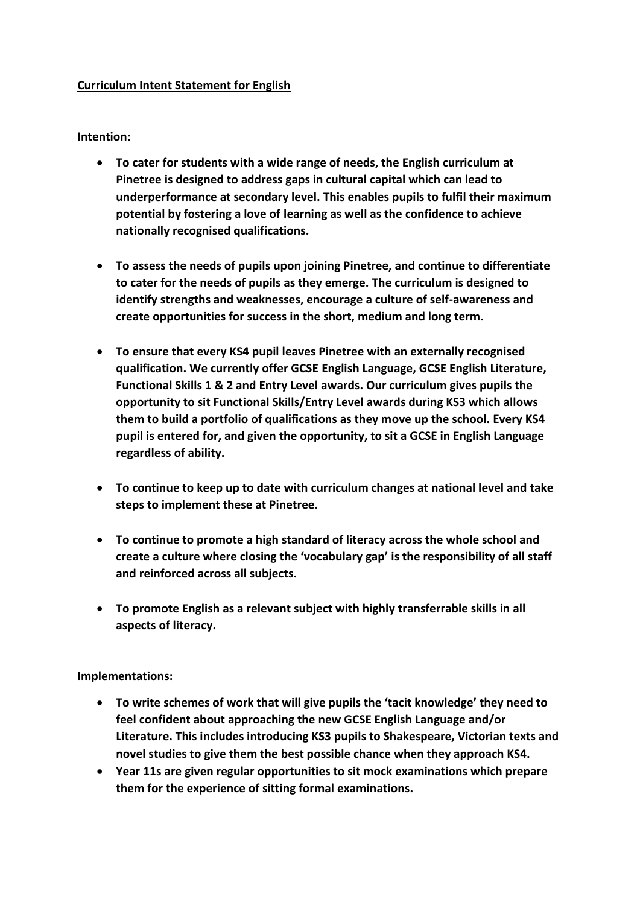**<u>Curriculum Intent Statement for English</u>**

**Intention:**

- **To cater for students with a wide range of needs, the English curriculum at Pinetree is designed to address gaps in cultural capital which can lead to underperformance at secondary level. This enables pupils to fulfil their maximum potential by fostering a love of learning as well as the confidence to achieve nationally recognised qualifications.**

- **To assess the needs of pupils upon joining Pinetree, and continue to differentiate to cater for the needs of pupils as they emerge. The curriculum is designed to identify strengths and weaknesses, encourage a culture of self-awareness and create opportunities for success in the short, medium and long term.**

- **To ensure that every KS4 pupil leaves Pinetree with an externally recognised qualification. We currently offer GCSE English Language, GCSE English Literature, Functional Skills 1 & 2 and Entry Level awards. Our curriculum gives pupils the opportunity to sit Functional Skills/Entry Level awards during KS3 which allows them to build a portfolio of qualifications as they move up the school. Every KS4 pupil is entered for, and given the opportunity, to sit a GCSE in English Language regardless of ability.**

- **To continue to keep up to date with curriculum changes at national level and take steps to implement these at Pinetree.**

- **To continue to promote a high standard of literacy across the whole school and create a culture where closing the 'vocabulary gap' is the responsibility of all staff and reinforced across all subjects.**

- **To promote English as a relevant subject with highly transferrable skills in all aspects of literacy.**

**Implementations:**

- **To write schemes of work that will give pupils the 'tacit knowledge' they need to feel confident about approaching the new GCSE English Language and/or Literature. This includes introducing KS3 pupils to Shakespeare, Victorian texts and novel studies to give them the best possible chance when they approach KS4.**
- **Year 11s are given regular opportunities to sit mock examinations which prepare them for the experience of sitting formal examinations.**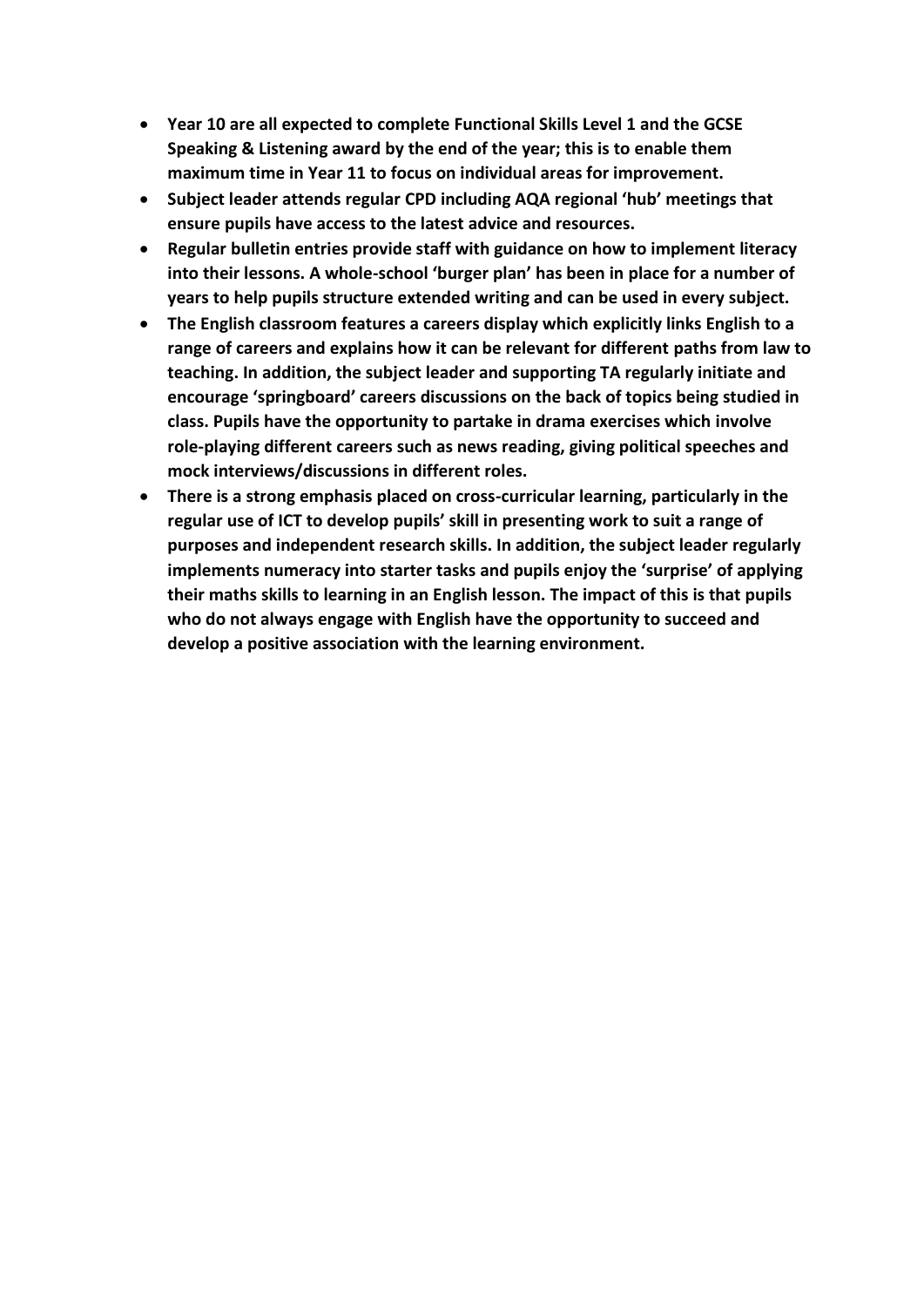- **Year 10 are all expected to complete Functional Skills Level 1 and the GCSE Speaking & Listening award by the end of the year; this is to enable them maximum time in Year 11 to focus on individual areas for improvement.**
- **Subject leader attends regular CPD including AQA regional 'hub' meetings that ensure pupils have access to the latest advice and resources.**
- **Regular bulletin entries provide staff with guidance on how to implement literacy into their lessons. A whole-school 'burger plan' has been in place for a number of years to help pupils structure extended writing and can be used in every subject.**
- **The English classroom features a careers display which explicitly links English to a range of careers and explains how it can be relevant for different paths from law to teaching. In addition, the subject leader and supporting TA regularly initiate and encourage 'springboard' careers discussions on the back of topics being studied in class. Pupils have the opportunity to partake in drama exercises which involve role-playing different careers such as news reading, giving political speeches and mock interviews/discussions in different roles.**
- **There is a strong emphasis placed on cross-curricular learning, particularly in the regular use of ICT to develop pupils' skill in presenting work to suit a range of purposes and independent research skills. In addition, the subject leader regularly implements numeracy into starter tasks and pupils enjoy the 'surprise' of applying their maths skills to learning in an English lesson. The impact of this is that pupils who do not always engage with English have the opportunity to succeed and develop a positive association with the learning environment.**